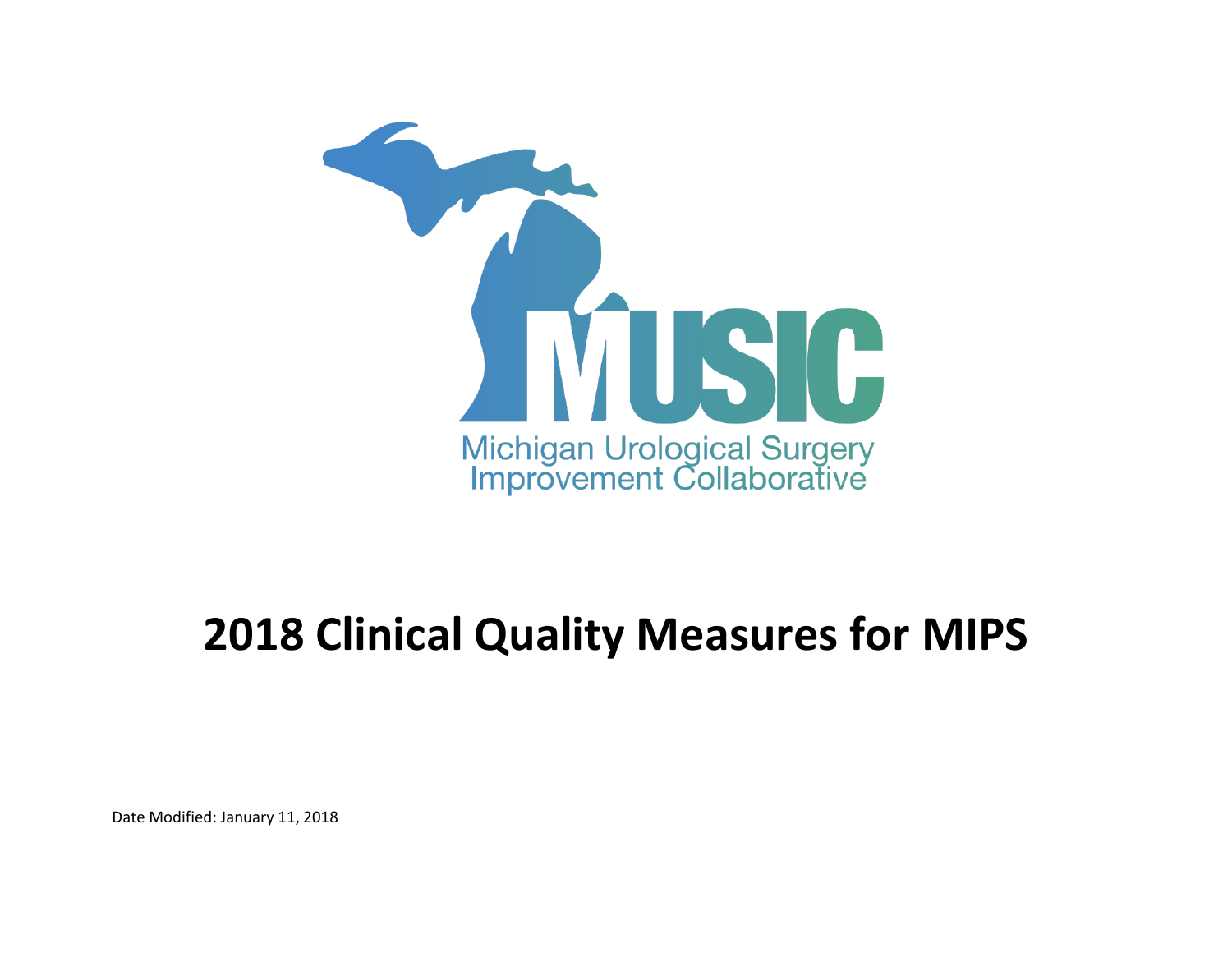MUSIC

Michigan Urological Surgery Improvement Collaborative

# 2018 Clinical Quality Measures for MIPS

Date Modified: January 11, 2018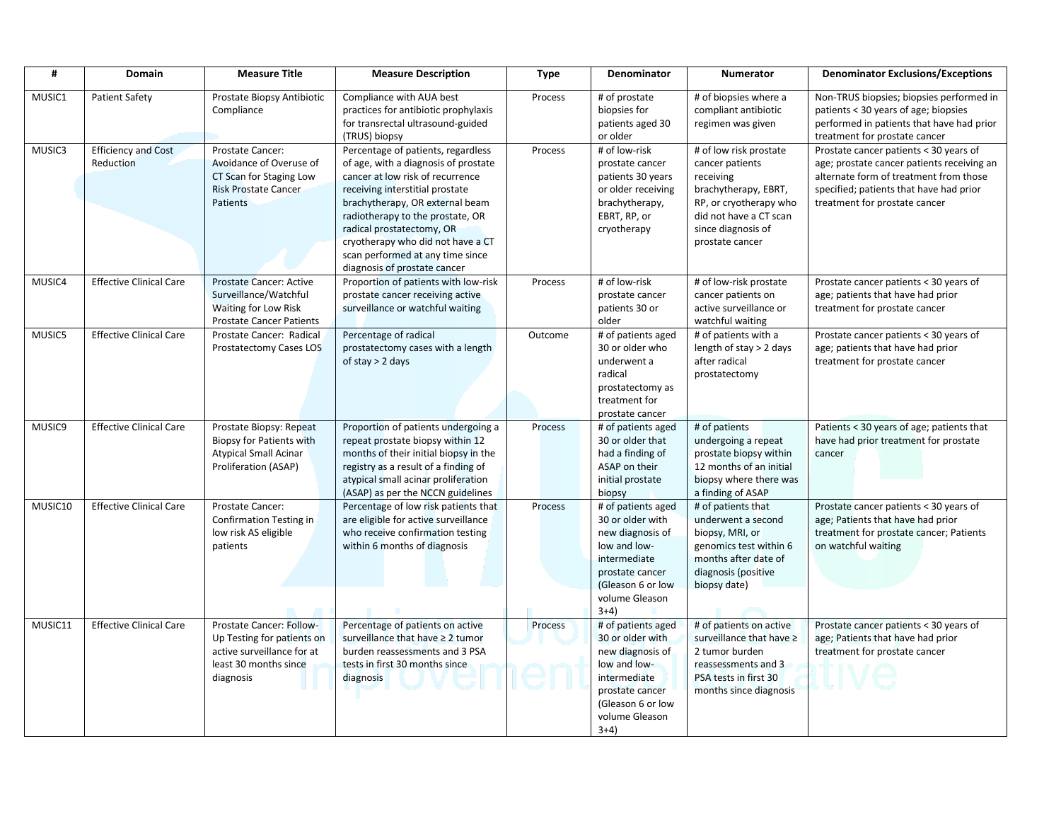| # | Domain | Measure Title | Measure Description | Type | Denominator | Numerator | Denominator Exclusions/Exceptions |
|---|---|---|---|---|---|---|---|
| MUSIC1 | Patient Safety | Prostate Biopsy Antibiotic Compliance | Compliance with AUA best practices for antibiotic prophylaxis for transrectal ultrasound-guided (TRUS) biopsy | Process | # of prostate biopsies for patients aged 30 or older | # of biopsies where a compliant antibiotic regimen was given | Non-TRUS biopsies; biopsies performed in patients < 30 years of age; biopsies performed in patients that have had prior treatment for prostate cancer |
| MUSIC3 | Efficiency and Cost Reduction | Prostate Cancer: Avoidance of Overuse of CT Scan for Staging Low Risk Prostate Cancer Patients | Percentage of patients, regardless of age, with a diagnosis of prostate cancer at low risk of recurrence receiving interstitial prostate brachytherapy, OR external beam radiotherapy to the prostate, OR radical prostatectomy, OR cryotherapy who did not have a CT scan performed at any time since diagnosis of prostate cancer | Process | # of low-risk prostate cancer patients 30 years or older receiving brachytherapy, EBRT, RP, or cryotherapy | # of low risk prostate cancer patients receiving brachytherapy, EBRT, RP, or cryotherapy who did not have a CT scan since diagnosis of prostate cancer | Prostate cancer patients < 30 years of age; prostate cancer patients receiving an alternate form of treatment from those specified; patients that have had prior treatment for prostate cancer |
| MUSIC4 | Effective Clinical Care | Prostate Cancer: Active Surveillance/Watchful Waiting for Low Risk Prostate Cancer Patients | Proportion of patients with low-risk prostate cancer receiving active surveillance or watchful waiting | Process | # of low-risk prostate cancer patients 30 or older | # of low-risk prostate cancer patients on active surveillance or watchful waiting | Prostate cancer patients < 30 years of age; patients that have had prior treatment for prostate cancer |
| MUSIC5 | Effective Clinical Care | Prostate Cancer: Radical Prostatectomy Cases LOS | Percentage of radical prostatectomy cases with a length of stay > 2 days | Outcome | # of patients aged 30 or older who underwent a radical prostatectomy as treatment for prostate cancer | # of patients with a length of stay > 2 days after radical prostatectomy | Prostate cancer patients < 30 years of age; patients that have had prior treatment for prostate cancer |
| MUSIC9 | Effective Clinical Care | Prostate Biopsy: Repeat Biopsy for Patients with Atypical Small Acinar Proliferation (ASAP) | Proportion of patients undergoing a repeat prostate biopsy within 12 months of their initial biopsy in the registry as a result of a finding of atypical small acinar proliferation (ASAP) as per the NCCN guidelines | Process | # of patients aged 30 or older that had a finding of ASAP on their initial prostate biopsy | # of patients undergoing a repeat prostate biopsy within 12 months of an initial biopsy where there was a finding of ASAP | Patients < 30 years of age; patients that have had prior treatment for prostate cancer |
| MUSIC10 | Effective Clinical Care | Prostate Cancer: Confirmation Testing in low risk AS eligible patients | Percentage of low risk patients that are eligible for active surveillance who receive confirmation testing within 6 months of diagnosis | Process | # of patients aged 30 or older with new diagnosis of low and low-intermediate prostate cancer (Gleason 6 or low volume Gleason 3+4) | # of patients that underwent a second biopsy, MRI, or genomics test within 6 months after date of diagnosis (positive biopsy date) | Prostate cancer patients < 30 years of age; Patients that have had prior treatment for prostate cancer; Patients on watchful waiting |
| MUSIC11 | Effective Clinical Care | Prostate Cancer: Follow-Up Testing for patients on active surveillance for at least 30 months since diagnosis | Percentage of patients on active surveillance that have ≥ 2 tumor burden reassessments and 3 PSA tests in first 30 months since diagnosis | Process | # of patients aged 30 or older with new diagnosis of low and low-intermediate prostate cancer (Gleason 6 or low volume Gleason 3+4) | # of patients on active surveillance that have ≥ 2 tumor burden reassessments and 3 PSA tests in first 30 months since diagnosis | Prostate cancer patients < 30 years of age; Patients that have had prior treatment for prostate cancer |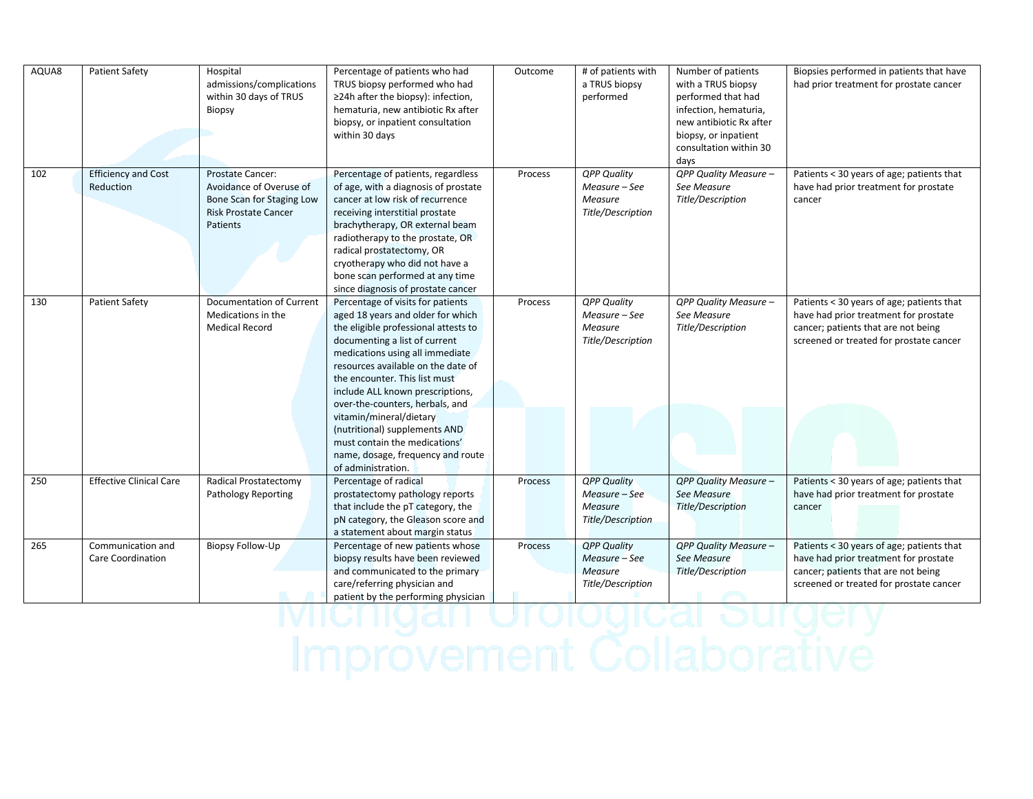| | | | | | | | |
|---|---|---|---|---|---|---|---|
| AQUA8 | Patient Safety | Hospital admissions/complications within 30 days of TRUS Biopsy | Percentage of patients who had TRUS biopsy performed who had ≥24h after the biopsy): infection, hematuria, new antibiotic Rx after biopsy, or inpatient consultation within 30 days | Outcome | # of patients with a TRUS biopsy performed | Number of patients with a TRUS biopsy performed that had infection, hematuria, new antibiotic Rx after biopsy, or inpatient consultation within 30 days | Biopsies performed in patients that have had prior treatment for prostate cancer |
| 102 | Efficiency and Cost Reduction | Prostate Cancer: Avoidance of Overuse of Bone Scan for Staging Low Risk Prostate Cancer Patients | Percentage of patients, regardless of age, with a diagnosis of prostate cancer at low risk of recurrence receiving interstitial prostate brachytherapy, OR external beam radiotherapy to the prostate, OR radical prostatectomy, OR cryotherapy who did not have a bone scan performed at any time since diagnosis of prostate cancer | Process | *QPP Quality Measure – See Measure Title/Description* | *QPP Quality Measure – See Measure Title/Description* | Patients < 30 years of age; patients that have had prior treatment for prostate cancer |
| 130 | Patient Safety | Documentation of Current Medications in the Medical Record | Percentage of visits for patients aged 18 years and older for which the eligible professional attests to documenting a list of current medications using all immediate resources available on the date of the encounter. This list must include ALL known prescriptions, over-the-counters, herbals, and vitamin/mineral/dietary (nutritional) supplements AND must contain the medications' name, dosage, frequency and route of administration. | Process | *QPP Quality Measure – See Measure Title/Description* | *QPP Quality Measure – See Measure Title/Description* | Patients < 30 years of age; patients that have had prior treatment for prostate cancer; patients that are not being screened or treated for prostate cancer |
| 250 | Effective Clinical Care | Radical Prostatectomy Pathology Reporting | Percentage of radical prostatectomy pathology reports that include the pT category, the pN category, the Gleason score and a statement about margin status | Process | *QPP Quality Measure – See Measure Title/Description* | *QPP Quality Measure – See Measure Title/Description* | Patients < 30 years of age; patients that have had prior treatment for prostate cancer |
| 265 | Communication and Care Coordination | Biopsy Follow-Up | Percentage of new patients whose biopsy results have been reviewed and communicated to the primary care/referring physician and patient by the performing physician | Process | *QPP Quality Measure – See Measure Title/Description* | *QPP Quality Measure – See Measure Title/Description* | Patients < 30 years of age; patients that have had prior treatment for prostate cancer; patients that are not being screened or treated for prostate cancer |